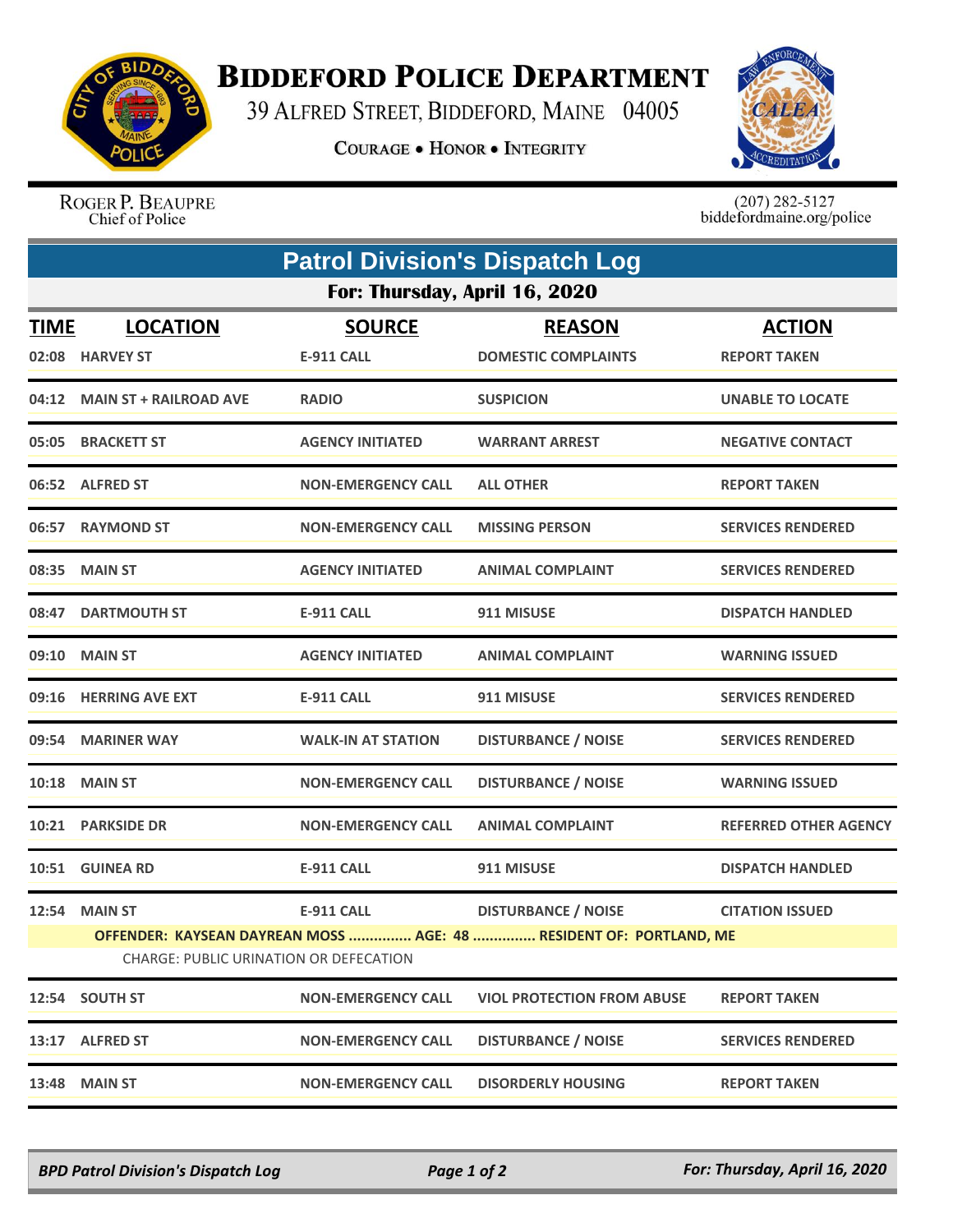# BIDDEFORD POLICE DEPARTMENT

39 ALFRED STREET, BIDDEFORD, MAINE 04005

COURAGE • HONOR • INTEGRITY

ROGER P. BEAUPRE
Chief of Police

(207) 282-5127
biddefordmaine.org/police

## Patrol Division's Dispatch Log

### For: Thursday, April 16, 2020

| TIME | LOCATION | SOURCE | REASON | ACTION |
|---|---|---|---|---|
| 02:08 | HARVEY ST | E-911 CALL | DOMESTIC COMPLAINTS | REPORT TAKEN |
| 04:12 | MAIN ST + RAILROAD AVE | RADIO | SUSPICION | UNABLE TO LOCATE |
| 05:05 | BRACKETT ST | AGENCY INITIATED | WARRANT ARREST | NEGATIVE CONTACT |
| 06:52 | ALFRED ST | NON-EMERGENCY CALL | ALL OTHER | REPORT TAKEN |
| 06:57 | RAYMOND ST | NON-EMERGENCY CALL | MISSING PERSON | SERVICES RENDERED |
| 08:35 | MAIN ST | AGENCY INITIATED | ANIMAL COMPLAINT | SERVICES RENDERED |
| 08:47 | DARTMOUTH ST | E-911 CALL | 911 MISUSE | DISPATCH HANDLED |
| 09:10 | MAIN ST | AGENCY INITIATED | ANIMAL COMPLAINT | WARNING ISSUED |
| 09:16 | HERRING AVE EXT | E-911 CALL | 911 MISUSE | SERVICES RENDERED |
| 09:54 | MARINER WAY | WALK-IN AT STATION | DISTURBANCE / NOISE | SERVICES RENDERED |
| 10:18 | MAIN ST | NON-EMERGENCY CALL | DISTURBANCE / NOISE | WARNING ISSUED |
| 10:21 | PARKSIDE DR | NON-EMERGENCY CALL | ANIMAL COMPLAINT | REFERRED OTHER AGENCY |
| 10:51 | GUINEA RD | E-911 CALL | 911 MISUSE | DISPATCH HANDLED |
| 12:54 | MAIN ST | E-911 CALL | DISTURBANCE / NOISE | CITATION ISSUED |
| | OFFENDER: KAYSEAN DAYREAN MOSS ............... AGE: 48 ............... RESIDENT OF: PORTLAND, ME | | | |
| | CHARGE: PUBLIC URINATION OR DEFECATION | | | |
| 12:54 | SOUTH ST | NON-EMERGENCY CALL | VIOL PROTECTION FROM ABUSE | REPORT TAKEN |
| 13:17 | ALFRED ST | NON-EMERGENCY CALL | DISTURBANCE / NOISE | SERVICES RENDERED |
| 13:48 | MAIN ST | NON-EMERGENCY CALL | DISORDERLY HOUSING | REPORT TAKEN |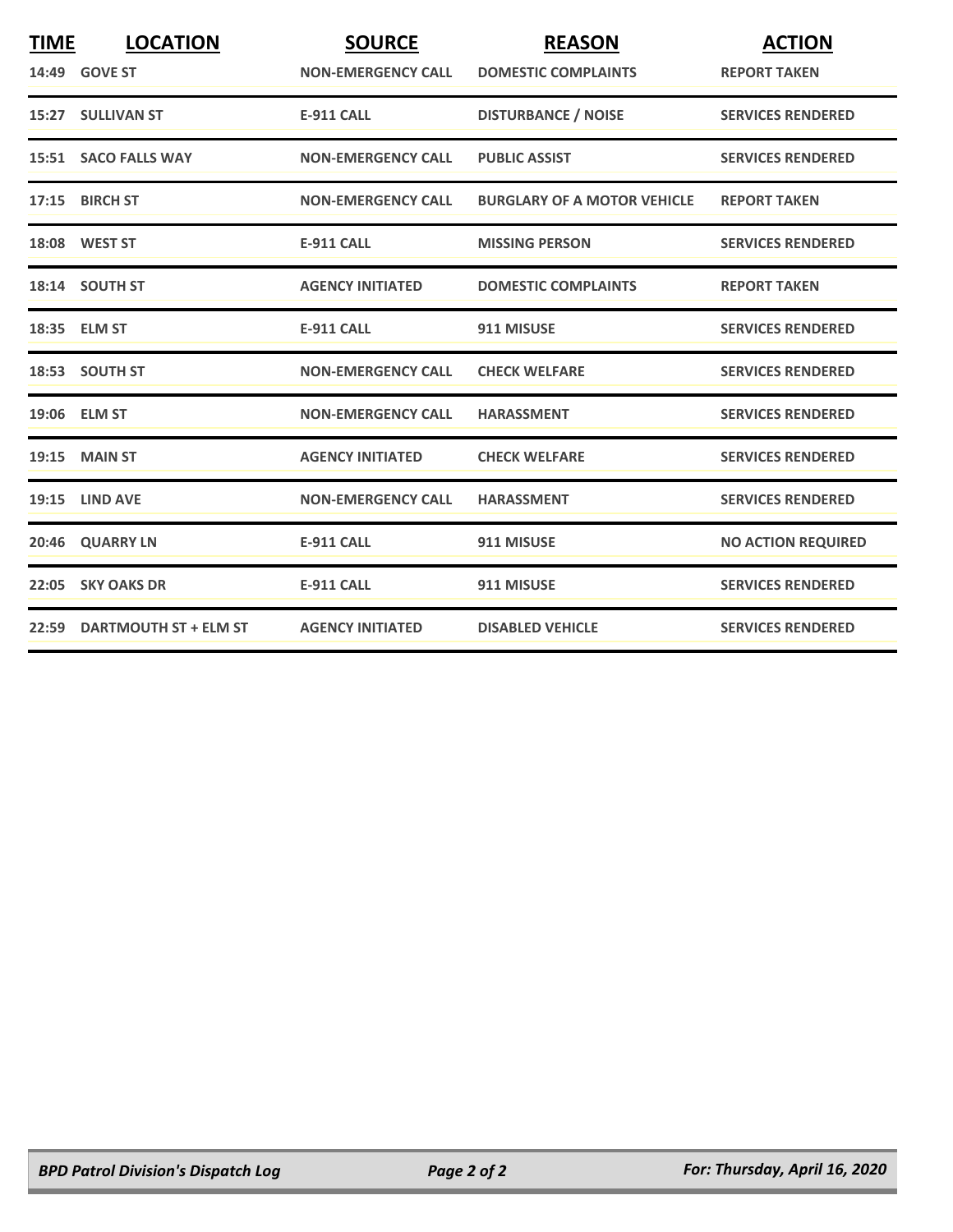| TIME | LOCATION | SOURCE | REASON | ACTION |
| --- | --- | --- | --- | --- |
| 14:49 | GOVE ST | NON-EMERGENCY CALL | DOMESTIC COMPLAINTS | REPORT TAKEN |
| 15:27 | SULLIVAN ST | E-911 CALL | DISTURBANCE / NOISE | SERVICES RENDERED |
| 15:51 | SACO FALLS WAY | NON-EMERGENCY CALL | PUBLIC ASSIST | SERVICES RENDERED |
| 17:15 | BIRCH ST | NON-EMERGENCY CALL | BURGLARY OF A MOTOR VEHICLE | REPORT TAKEN |
| 18:08 | WEST ST | E-911 CALL | MISSING PERSON | SERVICES RENDERED |
| 18:14 | SOUTH ST | AGENCY INITIATED | DOMESTIC COMPLAINTS | REPORT TAKEN |
| 18:35 | ELM ST | E-911 CALL | 911 MISUSE | SERVICES RENDERED |
| 18:53 | SOUTH ST | NON-EMERGENCY CALL | CHECK WELFARE | SERVICES RENDERED |
| 19:06 | ELM ST | NON-EMERGENCY CALL | HARASSMENT | SERVICES RENDERED |
| 19:15 | MAIN ST | AGENCY INITIATED | CHECK WELFARE | SERVICES RENDERED |
| 19:15 | LIND AVE | NON-EMERGENCY CALL | HARASSMENT | SERVICES RENDERED |
| 20:46 | QUARRY LN | E-911 CALL | 911 MISUSE | NO ACTION REQUIRED |
| 22:05 | SKY OAKS DR | E-911 CALL | 911 MISUSE | SERVICES RENDERED |
| 22:59 | DARTMOUTH ST + ELM ST | AGENCY INITIATED | DISABLED VEHICLE | SERVICES RENDERED |